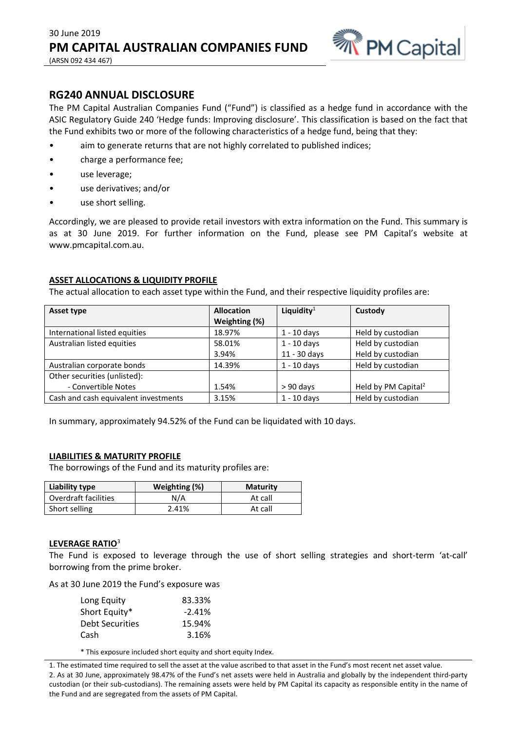30 June 2019

# PM CAPITAL AUSTRALIAN COMPANIES FUND

(ARSN 092 434 467)

## RG240 ANNUAL DISCLOSURE

The PM Capital Australian Companies Fund ("Fund") is classified as a hedge fund in accordance with the ASIC Regulatory Guide 240 'Hedge funds: Improving disclosure'. This classification is based on the fact that the Fund exhibits two or more of the following characteristics of a hedge fund, being that they:

- aim to generate returns that are not highly correlated to published indices;
- charge a performance fee;
- use leverage;
- use derivatives; and/or
- use short selling.

Accordingly, we are pleased to provide retail investors with extra information on the Fund. This summary is as at 30 June 2019. For further information on the Fund, please see PM Capital's website at www.pmcapital.com.au.

### ASSET ALLOCATIONS & LIQUIDITY PROFILE

The actual allocation to each asset type within the Fund, and their respective liquidity profiles are:

| Asset type | Allocation Weighting (%) | Liquidity[1] | Custody |
|---|---|---|---|
| International listed equities | 18.97% | 1 - 10 days | Held by custodian |
| Australian listed equities | 58.01% | 1 - 10 days | Held by custodian |
| | 3.94% | 11 - 30 days | Held by custodian |
| Australian corporate bonds | 14.39% | 1 - 10 days | Held by custodian |
| Other securities (unlisted): | | | |
| - Convertible Notes | 1.54% | > 90 days | Held by PM Capital[2] |
| Cash and cash equivalent investments | 3.15% | 1 - 10 days | Held by custodian |

In summary, approximately 94.52% of the Fund can be liquidated with 10 days.

### LIABILITIES & MATURITY PROFILE

The borrowings of the Fund and its maturity profiles are:

| Liability type | Weighting (%) | Maturity |
|---|---|---|
| Overdraft facilities | N/A | At call |
| Short selling | 2.41% | At call |

### LEVERAGE RATIO[3]

The Fund is exposed to leverage through the use of short selling strategies and short-term 'at-call' borrowing from the prime broker.

As at 30 June 2019 the Fund's exposure was

| | |
|---|---|
| Long Equity | 83.33% |
| Short Equity* | -2.41% |
| Debt Securities | 15.94% |
| Cash | 3.16% |

\* This exposure included short equity and short equity Index.

1. The estimated time required to sell the asset at the value ascribed to that asset in the Fund's most recent net asset value.
2. As at 30 June, approximately 98.47% of the Fund's net assets were held in Australia and globally by the independent third-party custodian (or their sub-custodians). The remaining assets were held by PM Capital its capacity as responsible entity in the name of the Fund and are segregated from the assets of PM Capital.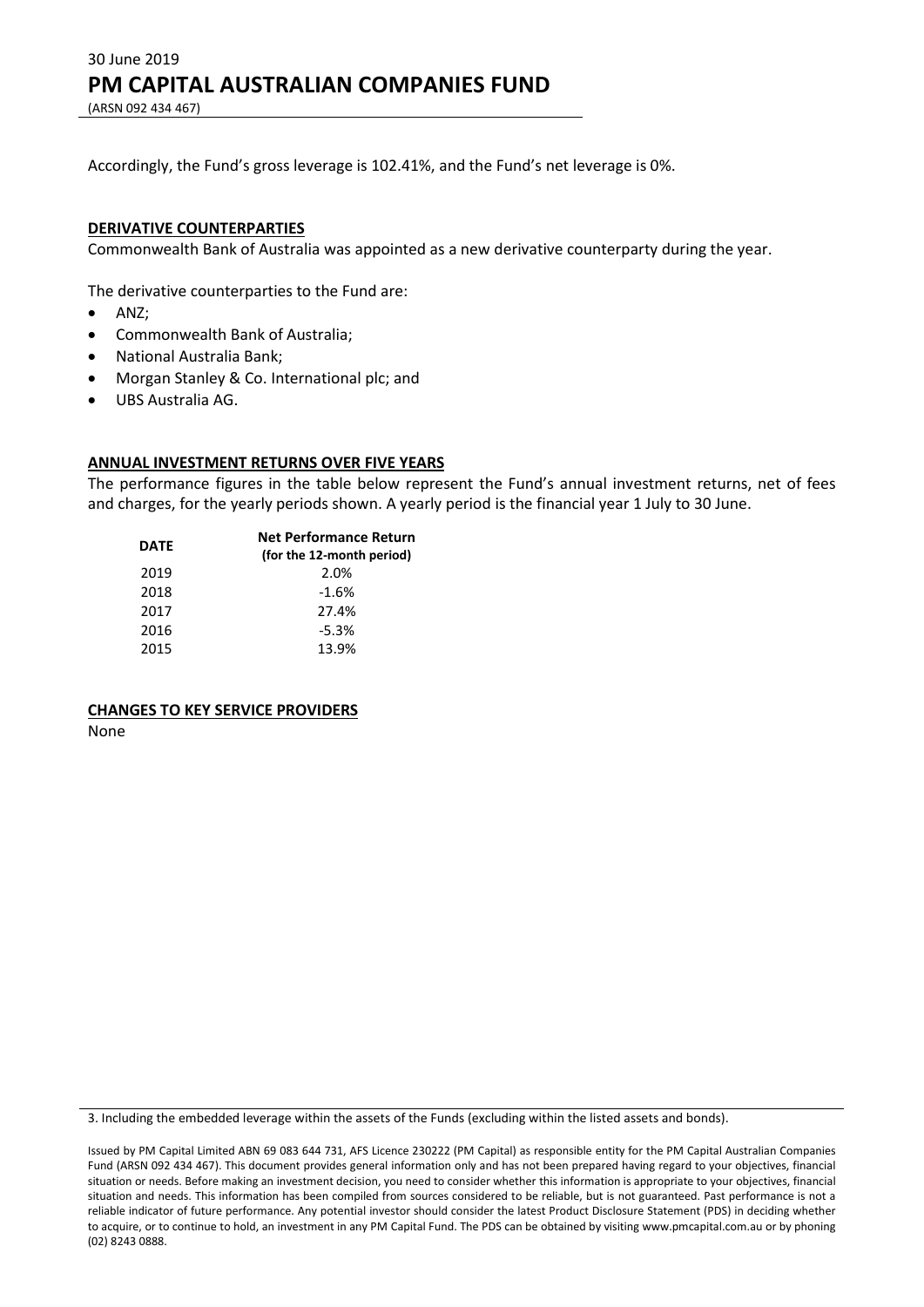Accordingly, the Fund's gross leverage is 102.41%, and the Fund's net leverage is 0%.

## DERIVATIVE COUNTERPARTIES

Commonwealth Bank of Australia was appointed as a new derivative counterparty during the year.

The derivative counterparties to the Fund are:

- ANZ;
- Commonwealth Bank of Australia;
- National Australia Bank;
- Morgan Stanley & Co. International plc; and
- UBS Australia AG.

## ANNUAL INVESTMENT RETURNS OVER FIVE YEARS

The performance figures in the table below represent the Fund's annual investment returns, net of fees and charges, for the yearly periods shown. A yearly period is the financial year 1 July to 30 June.

| DATE | Net Performance Return (for the 12-month period) |
|---|---|
| 2019 | 2.0% |
| 2018 | -1.6% |
| 2017 | 27.4% |
| 2016 | -5.3% |
| 2015 | 13.9% |

## CHANGES TO KEY SERVICE PROVIDERS

None

3. Including the embedded leverage within the assets of the Funds (excluding within the listed assets and bonds).

Issued by PM Capital Limited ABN 69 083 644 731, AFS Licence 230222 (PM Capital) as responsible entity for the PM Capital Australian Companies Fund (ARSN 092 434 467). This document provides general information only and has not been prepared having regard to your objectives, financial situation or needs. Before making an investment decision, you need to consider whether this information is appropriate to your objectives, financial situation and needs. This information has been compiled from sources considered to be reliable, but is not guaranteed. Past performance is not a reliable indicator of future performance. Any potential investor should consider the latest Product Disclosure Statement (PDS) in deciding whether to acquire, or to continue to hold, an investment in any PM Capital Fund. The PDS can be obtained by visiting www.pmcapital.com.au or by phoning (02) 8243 0888.